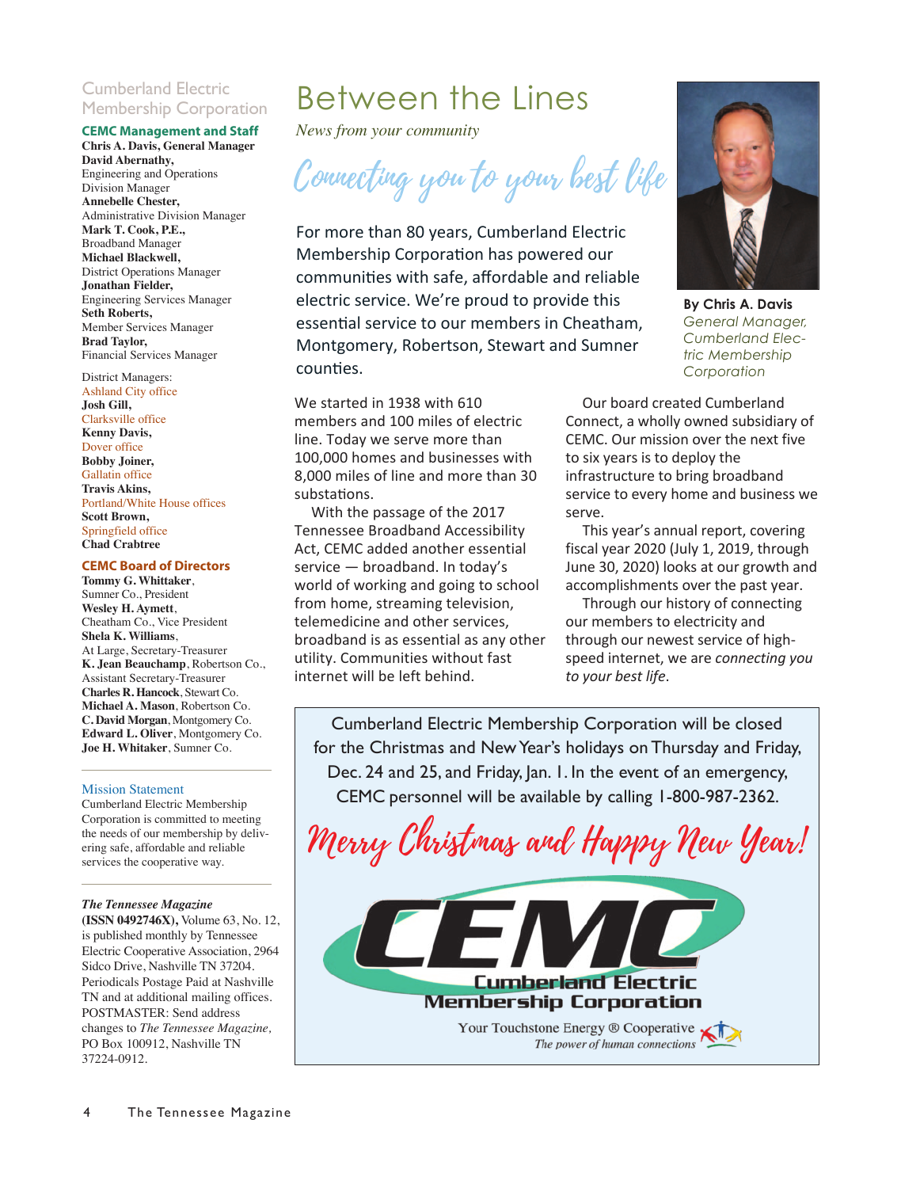# Between the Lines

*News from your community*

## Connecting you to your best life

By Chris A. Davis
*General Manager, Cumberland Electric Membership Corporation*

For more than 80 years, Cumberland Electric Membership Corporation has powered our communities with safe, affordable and reliable electric service. We're proud to provide this essential service to our members in Cheatham, Montgomery, Robertson, Stewart and Sumner counties.

We started in 1938 with 610 members and 100 miles of electric line. Today we serve more than 100,000 homes and businesses with 8,000 miles of line and more than 30 substations.

With the passage of the 2017 Tennessee Broadband Accessibility Act, CEMC added another essential service — broadband. In today's world of working and going to school from home, streaming television, telemedicine and other services, broadband is as essential as any other utility. Communities without fast internet will be left behind.

Our board created Cumberland Connect, a wholly owned subsidiary of CEMC. Our mission over the next five to six years is to deploy the infrastructure to bring broadband service to every home and business we serve.

This year's annual report, covering fiscal year 2020 (July 1, 2019, through June 30, 2020) looks at our growth and accomplishments over the past year.

Through our history of connecting our members to electricity and through our newest service of high-speed internet, we are *connecting you to your best life*.

Cumberland Electric Membership Corporation will be closed for the Christmas and New Year's holidays on Thursday and Friday, Dec. 24 and 25, and Friday, Jan. 1. In the event of an emergency, CEMC personnel will be available by calling 1-800-987-2362.

**Merry Christmas and Happy New Year!**

CEMC
Cumberland Electric Membership Corporation
Your Touchstone Energy ® Cooperative
*The power of human connections*

---

## Cumberland Electric Membership Corporation

### CEMC Management and Staff

**Chris A. Davis, General Manager**
**David Abernathy,** Engineering and Operations Division Manager
**Annebelle Chester,** Administrative Division Manager
**Mark T. Cook, P.E.,** Broadband Manager
**Michael Blackwell,** District Operations Manager
**Jonathan Fielder,** Engineering Services Manager
**Seth Roberts,** Member Services Manager
**Brad Taylor,** Financial Services Manager

District Managers:
Ashland City office
**Josh Gill,**
Clarksville office
**Kenny Davis,**
Dover office
**Bobby Joiner,**
Gallatin office
**Travis Akins,**
Portland/White House offices
**Scott Brown,**
Springfield office
**Chad Crabtree**

### CEMC Board of Directors

**Tommy G. Whittaker**, Sumner Co., President
**Wesley H. Aymett**, Cheatham Co., Vice President
**Shela K. Williams**, At Large, Secretary-Treasurer
**K. Jean Beauchamp**, Robertson Co., Assistant Secretary-Treasurer
**Charles R. Hancock**, Stewart Co.
**Michael A. Mason**, Robertson Co.
**C. David Morgan**, Montgomery Co.
**Edward L. Oliver**, Montgomery Co.
**Joe H. Whitaker**, Sumner Co.

### Mission Statement

Cumberland Electric Membership Corporation is committed to meeting the needs of our membership by delivering safe, affordable and reliable services the cooperative way.

***The Tennessee Magazine***
**(ISSN 0492746X),** Volume 63, No. 12, is published monthly by Tennessee Electric Cooperative Association, 2964 Sidco Drive, Nashville TN 37204. Periodicals Postage Paid at Nashville TN and at additional mailing offices. POSTMASTER: Send address changes to *The Tennessee Magazine,* PO Box 100912, Nashville TN 37224-0912.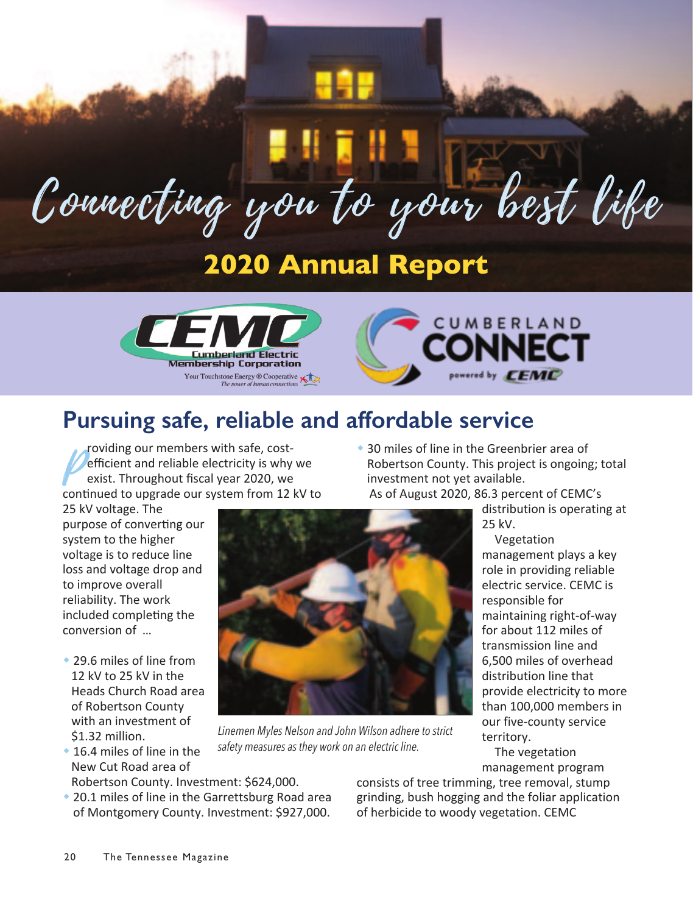# Connecting you to your best life

## 2020 Annual Report

Cumberland Electric Membership Corporation
Your Touchstone Energy® Cooperative
The power of human connections

CUMBERLAND CONNECT powered by CEMC

## Pursuing safe, reliable and affordable service

Providing our members with safe, cost-efficient and reliable electricity is why we exist. Throughout fiscal year 2020, we continued to upgrade our system from 12 kV to 25 kV voltage. The purpose of converting our system to the higher voltage is to reduce line loss and voltage drop and to improve overall reliability. The work included completing the conversion of …

- 29.6 miles of line from 12 kV to 25 kV in the Heads Church Road area of Robertson County with an investment of $1.32 million.
- 16.4 miles of line in the New Cut Road area of Robertson County. Investment: $624,000.
- 20.1 miles of line in the Garrettsburg Road area of Montgomery County. Investment: $927,000.
- 30 miles of line in the Greenbrier area of Robertson County. This project is ongoing; total investment not yet available.

As of August 2020, 86.3 percent of CEMC's distribution is operating at 25 kV.

*Linemen Myles Nelson and John Wilson adhere to strict safety measures as they work on an electric line.*

Vegetation management plays a key role in providing reliable electric service. CEMC is responsible for maintaining right-of-way for about 112 miles of transmission line and 6,500 miles of overhead distribution line that provide electricity to more than 100,000 members in our five-county service territory.

The vegetation management program consists of tree trimming, tree removal, stump grinding, bush hogging and the foliar application of herbicide to woody vegetation. CEMC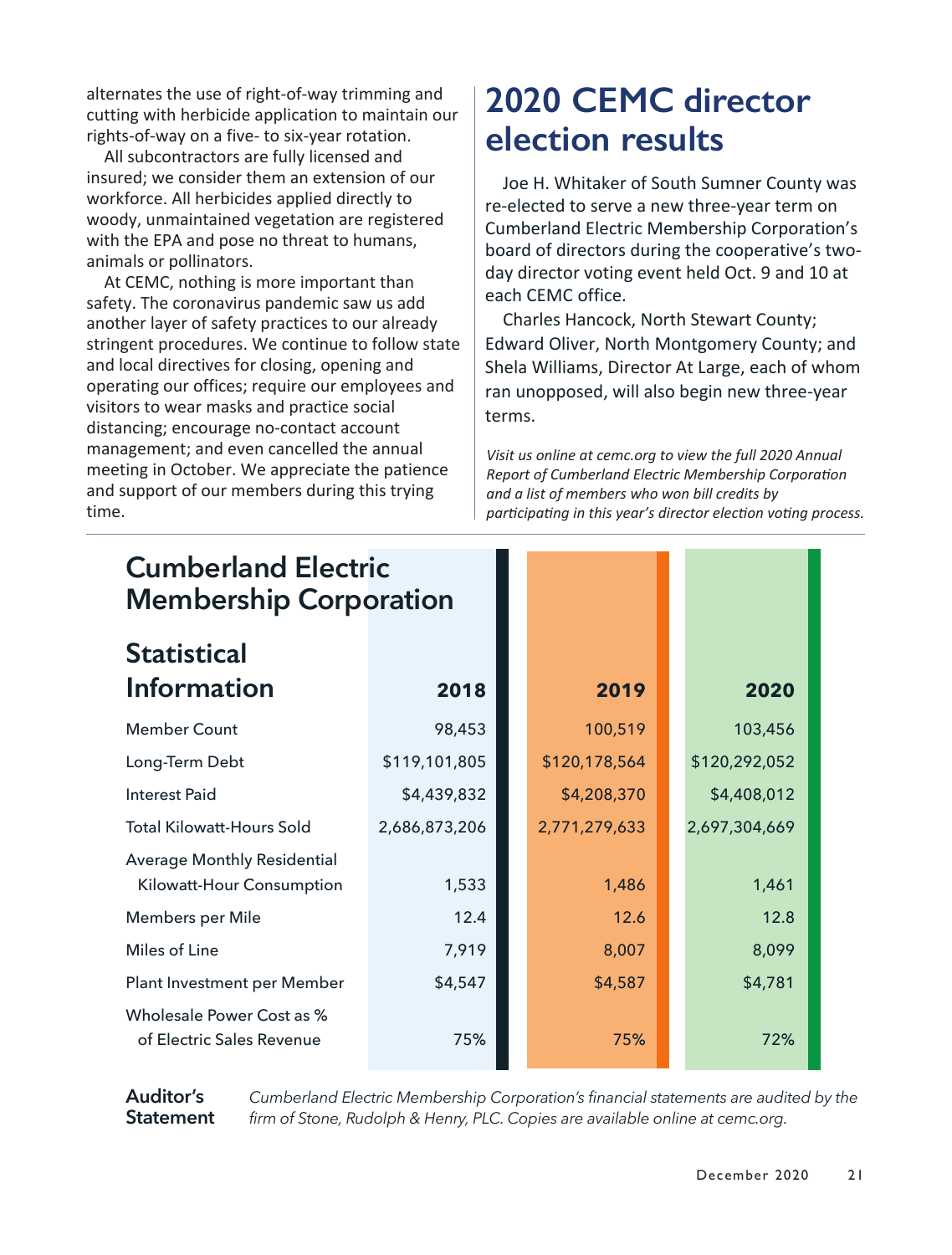alternates the use of right-of-way trimming and cutting with herbicide application to maintain our rights-of-way on a five- to six-year rotation.

All subcontractors are fully licensed and insured; we consider them an extension of our workforce. All herbicides applied directly to woody, unmaintained vegetation are registered with the EPA and pose no threat to humans, animals or pollinators.

At CEMC, nothing is more important than safety. The coronavirus pandemic saw us add another layer of safety practices to our already stringent procedures. We continue to follow state and local directives for closing, opening and operating our offices; require our employees and visitors to wear masks and practice social distancing; encourage no-contact account management; and even cancelled the annual meeting in October. We appreciate the patience and support of our members during this trying time.

# 2020 CEMC director election results

Joe H. Whitaker of South Sumner County was re-elected to serve a new three-year term on Cumberland Electric Membership Corporation's board of directors during the cooperative's two-day director voting event held Oct. 9 and 10 at each CEMC office.

Charles Hancock, North Stewart County; Edward Oliver, North Montgomery County; and Shela Williams, Director At Large, each of whom ran unopposed, will also begin new three-year terms.

*Visit us online at cemc.org to view the full 2020 Annual Report of Cumberland Electric Membership Corporation and a list of members who won bill credits by participating in this year's director election voting process.*

## Cumberland Electric Membership Corporation

### Statistical Information

| | 2018 | 2019 | 2020 |
|---|---|---|---|
| Member Count | 98,453 | 100,519 | 103,456 |
| Long-Term Debt | $119,101,805 | $120,178,564 | $120,292,052 |
| Interest Paid | $4,439,832 | $4,208,370 | $4,408,012 |
| Total Kilowatt-Hours Sold | 2,686,873,206 | 2,771,279,633 | 2,697,304,669 |
| Average Monthly Residential Kilowatt-Hour Consumption | 1,533 | 1,486 | 1,461 |
| Members per Mile | 12.4 | 12.6 | 12.8 |
| Miles of Line | 7,919 | 8,007 | 8,099 |
| Plant Investment per Member | $4,547 | $4,587 | $4,781 |
| Wholesale Power Cost as % of Electric Sales Revenue | 75% | 75% | 72% |

**Auditor's Statement** *Cumberland Electric Membership Corporation's financial statements are audited by the firm of Stone, Rudolph & Henry, PLC. Copies are available online at cemc.org.*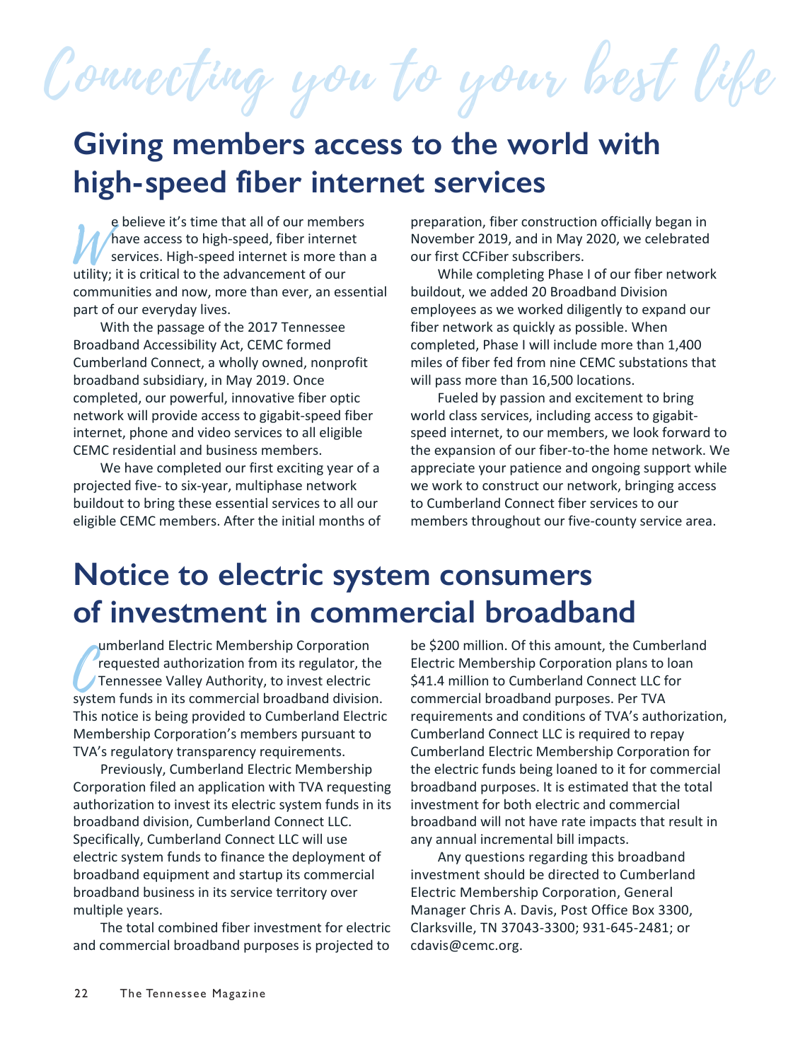# Connecting you to your best life

## Giving members access to the world with high-speed fiber internet services

We believe it's time that all of our members have access to high-speed, fiber internet services. High-speed internet is more than a utility; it is critical to the advancement of our communities and now, more than ever, an essential part of our everyday lives.

With the passage of the 2017 Tennessee Broadband Accessibility Act, CEMC formed Cumberland Connect, a wholly owned, nonprofit broadband subsidiary, in May 2019. Once completed, our powerful, innovative fiber optic network will provide access to gigabit-speed fiber internet, phone and video services to all eligible CEMC residential and business members.

We have completed our first exciting year of a projected five- to six-year, multiphase network buildout to bring these essential services to all our eligible CEMC members. After the initial months of preparation, fiber construction officially began in November 2019, and in May 2020, we celebrated our first CCFiber subscribers.

While completing Phase I of our fiber network buildout, we added 20 Broadband Division employees as we worked diligently to expand our fiber network as quickly as possible. When completed, Phase I will include more than 1,400 miles of fiber fed from nine CEMC substations that will pass more than 16,500 locations.

Fueled by passion and excitement to bring world class services, including access to gigabit-speed internet, to our members, we look forward to the expansion of our fiber-to-the home network. We appreciate your patience and ongoing support while we work to construct our network, bringing access to Cumberland Connect fiber services to our members throughout our five-county service area.

## Notice to electric system consumers of investment in commercial broadband

Cumberland Electric Membership Corporation requested authorization from its regulator, the Tennessee Valley Authority, to invest electric system funds in its commercial broadband division. This notice is being provided to Cumberland Electric Membership Corporation's members pursuant to TVA's regulatory transparency requirements.

Previously, Cumberland Electric Membership Corporation filed an application with TVA requesting authorization to invest its electric system funds in its broadband division, Cumberland Connect LLC. Specifically, Cumberland Connect LLC will use electric system funds to finance the deployment of broadband equipment and startup its commercial broadband business in its service territory over multiple years.

The total combined fiber investment for electric and commercial broadband purposes is projected to be $200 million. Of this amount, the Cumberland Electric Membership Corporation plans to loan $41.4 million to Cumberland Connect LLC for commercial broadband purposes. Per TVA requirements and conditions of TVA's authorization, Cumberland Connect LLC is required to repay Cumberland Electric Membership Corporation for the electric funds being loaned to it for commercial broadband purposes. It is estimated that the total investment for both electric and commercial broadband will not have rate impacts that result in any annual incremental bill impacts.

Any questions regarding this broadband investment should be directed to Cumberland Electric Membership Corporation, General Manager Chris A. Davis, Post Office Box 3300, Clarksville, TN 37043-3300; 931-645-2481; or cdavis@cemc.org.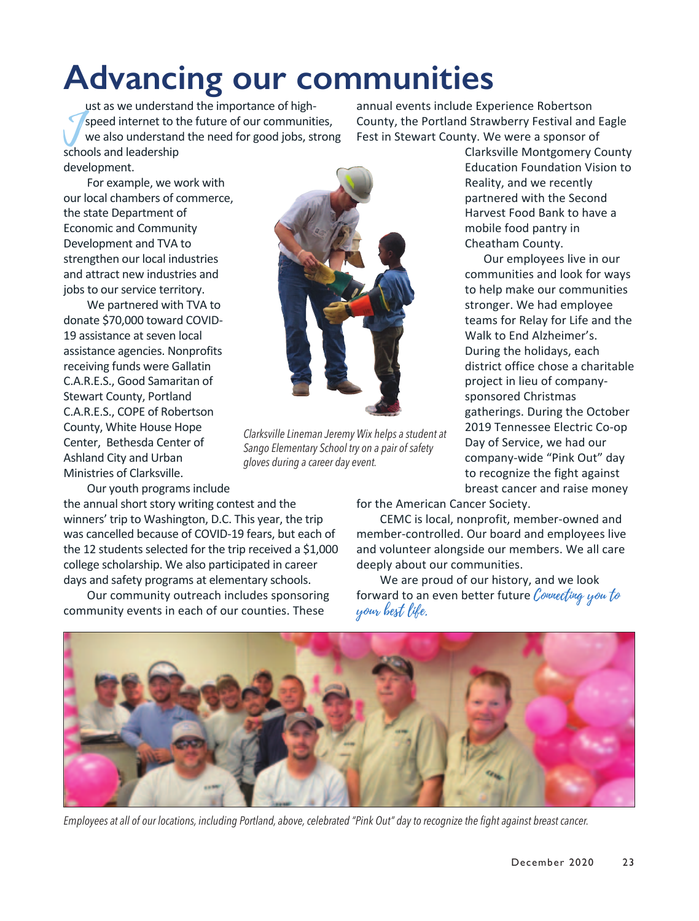# Advancing our communities

Just as we understand the importance of high-speed internet to the future of our communities, we also understand the need for good jobs, strong schools and leadership development.

For example, we work with our local chambers of commerce, the state Department of Economic and Community Development and TVA to strengthen our local industries and attract new industries and jobs to our service territory.

We partnered with TVA to donate $70,000 toward COVID-19 assistance at seven local assistance agencies. Nonprofits receiving funds were Gallatin C.A.R.E.S., Good Samaritan of Stewart County, Portland C.A.R.E.S., COPE of Robertson County, White House Hope Center, Bethesda Center of Ashland City and Urban Ministries of Clarksville.

Our youth programs include the annual short story writing contest and the winners' trip to Washington, D.C. This year, the trip was cancelled because of COVID-19 fears, but each of the 12 students selected for the trip received a $1,000 college scholarship. We also participated in career days and safety programs at elementary schools.

*Clarksville Lineman Jeremy Wix helps a student at Sango Elementary School try on a pair of safety gloves during a career day event.*

Our community outreach includes sponsoring community events in each of our counties. These annual events include Experience Robertson County, the Portland Strawberry Festival and Eagle Fest in Stewart County. We were a sponsor of Clarksville Montgomery County Education Foundation Vision to Reality, and we recently partnered with the Second Harvest Food Bank to have a mobile food pantry in Cheatham County.

Our employees live in our communities and look for ways to help make our communities stronger. We had employee teams for Relay for Life and the Walk to End Alzheimer's. During the holidays, each district office chose a charitable project in lieu of company-sponsored Christmas gatherings. During the October 2019 Tennessee Electric Co-op Day of Service, we had our company-wide "Pink Out" day to recognize the fight against breast cancer and raise money for the American Cancer Society.

CEMC is local, nonprofit, member-owned and member-controlled. Our board and employees live and volunteer alongside our members. We all care deeply about our communities.

We are proud of our history, and we look forward to an even better future *Connecting you to your best life.*

*Employees at all of our locations, including Portland, above, celebrated "Pink Out" day to recognize the fight against breast cancer.*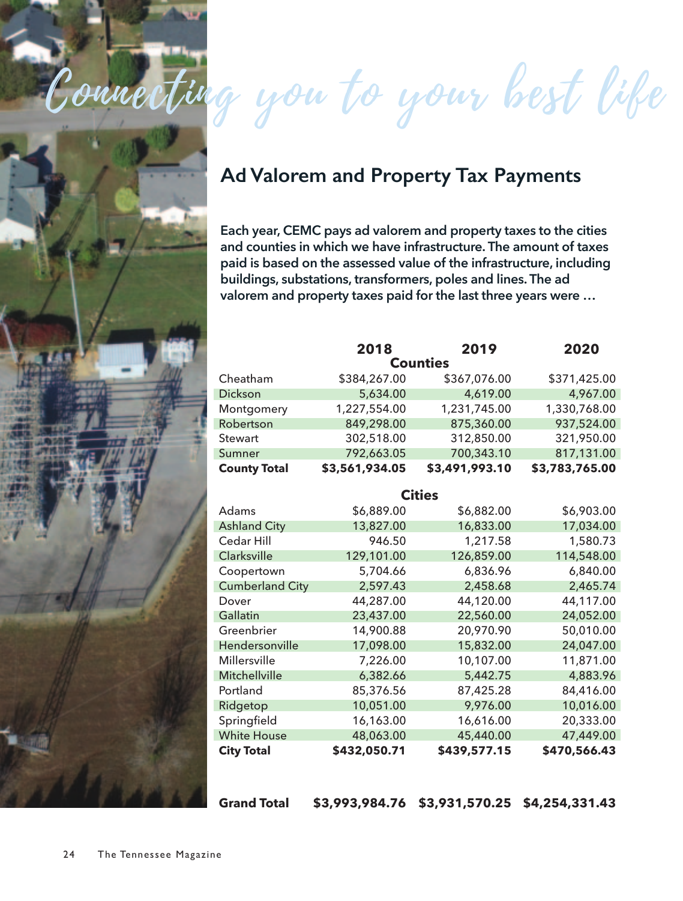*Connecting you to your best life*

## Ad Valorem and Property Tax Payments

**Each year, CEMC pays ad valorem and property taxes to the cities and counties in which we have infrastructure. The amount of taxes paid is based on the assessed value of the infrastructure, including buildings, substations, transformers, poles and lines. The ad valorem and property taxes paid for the last three years were …**

| | 2018 | 2019 | 2020 |
|---|---|---|---|
| | | **Counties** | |
| Cheatham | $384,267.00 | $367,076.00 | $371,425.00 |
| Dickson | 5,634.00 | 4,619.00 | 4,967.00 |
| Montgomery | 1,227,554.00 | 1,231,745.00 | 1,330,768.00 |
| Robertson | 849,298.00 | 875,360.00 | 937,524.00 |
| Stewart | 302,518.00 | 312,850.00 | 321,950.00 |
| Sumner | 792,663.05 | 700,343.10 | 817,131.00 |
| **County Total** | **$3,561,934.05** | **$3,491,993.10** | **$3,783,765.00** |
| | | **Cities** | |
| Adams | $6,889.00 | $6,882.00 | $6,903.00 |
| Ashland City | 13,827.00 | 16,833.00 | 17,034.00 |
| Cedar Hill | 946.50 | 1,217.58 | 1,580.73 |
| Clarksville | 129,101.00 | 126,859.00 | 114,548.00 |
| Coopertown | 5,704.66 | 6,836.96 | 6,840.00 |
| Cumberland City | 2,597.43 | 2,458.68 | 2,465.74 |
| Dover | 44,287.00 | 44,120.00 | 44,117.00 |
| Gallatin | 23,437.00 | 22,560.00 | 24,052.00 |
| Greenbrier | 14,900.88 | 20,970.90 | 50,010.00 |
| Hendersonville | 17,098.00 | 15,832.00 | 24,047.00 |
| Millersville | 7,226.00 | 10,107.00 | 11,871.00 |
| Mitchellville | 6,382.66 | 5,442.75 | 4,883.96 |
| Portland | 85,376.56 | 87,425.28 | 84,416.00 |
| Ridgetop | 10,051.00 | 9,976.00 | 10,016.00 |
| Springfield | 16,163.00 | 16,616.00 | 20,333.00 |
| White House | 48,063.00 | 45,440.00 | 47,449.00 |
| **City Total** | **$432,050.71** | **$439,577.15** | **$470,566.43** |
| **Grand Total** | **$3,993,984.76** | **$3,931,570.25** | **$4,254,331.43** |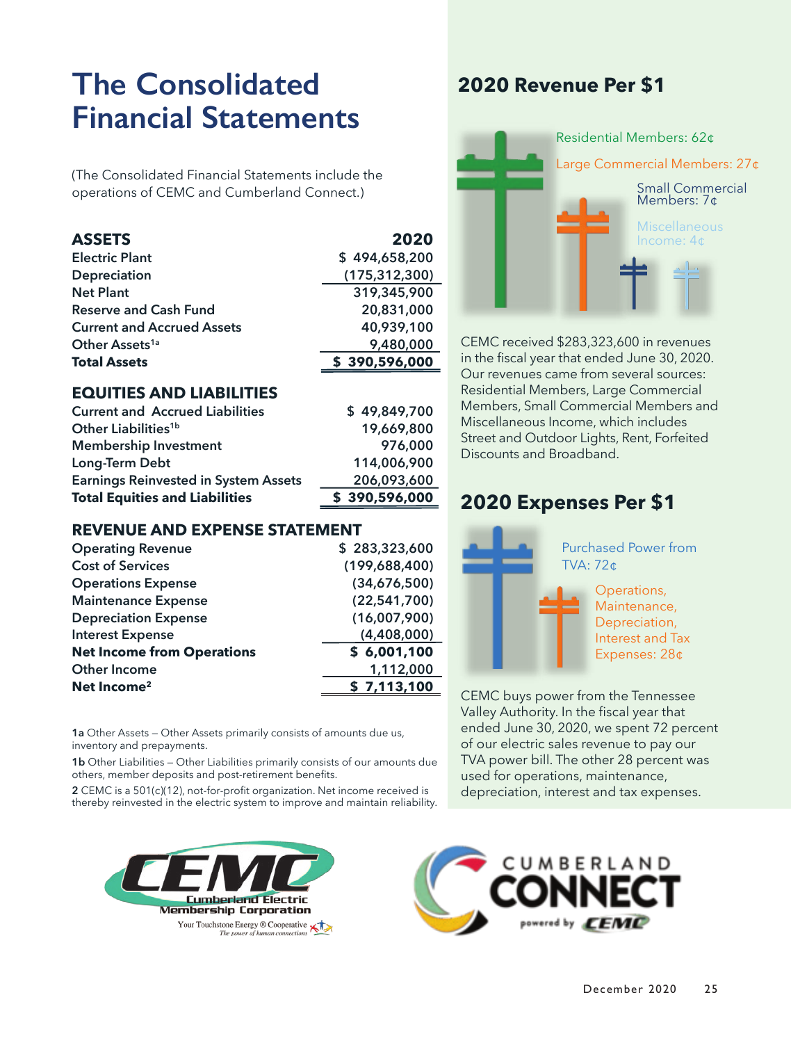# The Consolidated Financial Statements

(The Consolidated Financial Statements include the operations of CEMC and Cumberland Connect.)

| ASSETS | 2020 |
|---|---|
| Electric Plant | $ 494,658,200 |
| Depreciation | (175,312,300) |
| Net Plant | 319,345,900 |
| Reserve and Cash Fund | 20,831,000 |
| Current and Accrued Assets | 40,939,100 |
| Other Assets[1a] | 9,480,000 |
| **Total Assets** | **$ 390,596,000** |

| EQUITIES AND LIABILITIES | |
|---|---|
| Current and Accrued Liabilities | $ 49,849,700 |
| Other Liabilities[1b] | 19,669,800 |
| Membership Investment | 976,000 |
| Long-Term Debt | 114,006,900 |
| Earnings Reinvested in System Assets | 206,093,600 |
| **Total Equities and Liabilities** | **$ 390,596,000** |

| REVENUE AND EXPENSE STATEMENT | |
|---|---|
| Operating Revenue | $ 283,323,600 |
| Cost of Services | (199,688,400) |
| Operations Expense | (34,676,500) |
| Maintenance Expense | (22,541,700) |
| Depreciation Expense | (16,007,900) |
| Interest Expense | (4,408,000) |
| **Net Income from Operations** | **$ 6,001,100** |
| Other Income | 1,112,000 |
| **Net Income[2]** | **$ 7,113,100** |

**1a** Other Assets – Other Assets primarily consists of amounts due us, inventory and prepayments.

**1b** Other Liabilities – Other Liabilities primarily consists of our amounts due others, member deposits and post-retirement benefits.

**2** CEMC is a 501(c)(12), not-for-profit organization. Net income received is thereby reinvested in the electric system to improve and maintain reliability.

## 2020 Revenue Per $1

Residential Members: 62¢

Large Commercial Members: 27¢

Small Commercial Members: 7¢

Miscellaneous Income: 4¢

CEMC received $283,323,600 in revenues in the fiscal year that ended June 30, 2020. Our revenues came from several sources: Residential Members, Large Commercial Members, Small Commercial Members and Miscellaneous Income, which includes Street and Outdoor Lights, Rent, Forfeited Discounts and Broadband.

## 2020 Expenses Per $1

Purchased Power from TVA: 72¢

Operations, Maintenance, Depreciation, Interest and Tax Expenses: 28¢

CEMC buys power from the Tennessee Valley Authority. In the fiscal year that ended June 30, 2020, we spent 72 percent of our electric sales revenue to pay our TVA power bill. The other 28 percent was used for operations, maintenance, depreciation, interest and tax expenses.

CEMC Cumberland Electric Membership Corporation
Your Touchstone Energy® Cooperative
The power of human connections

CUMBERLAND CONNECT powered by CEMC